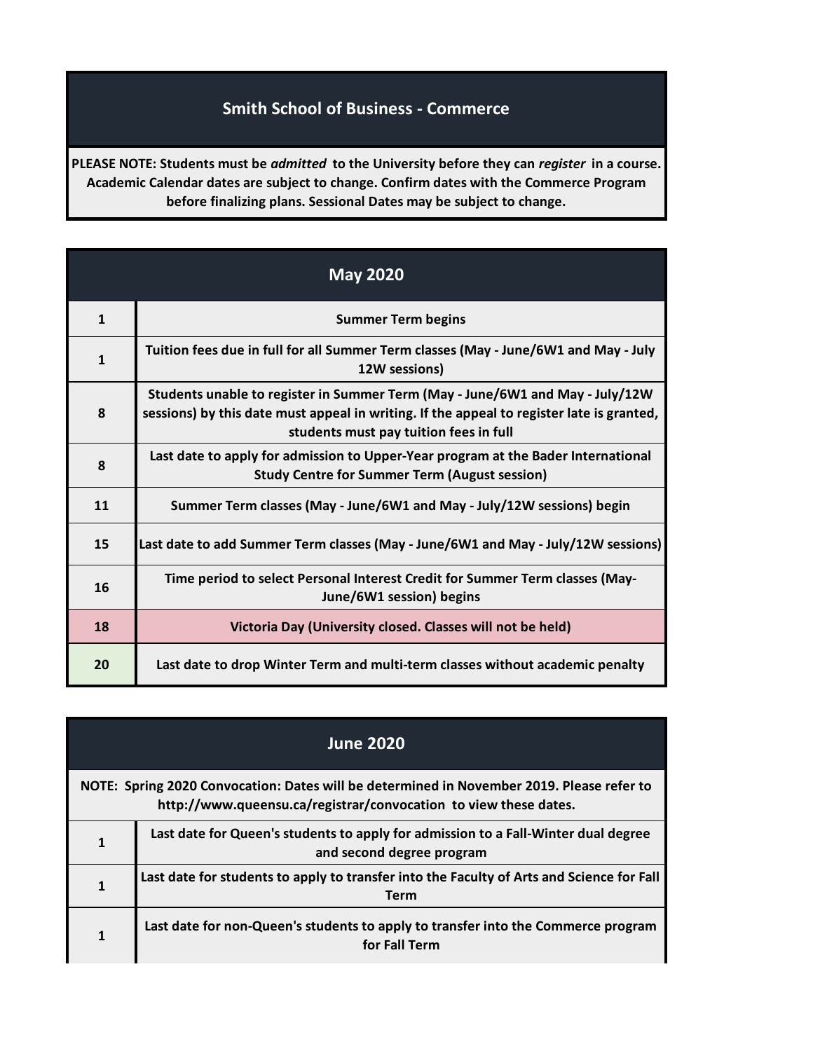# Smith School of Business - Commerce

**PLEASE NOTE: Students must be *admitted* to the University before they can *register* in a course. Academic Calendar dates are subject to change. Confirm dates with the Commerce Program before finalizing plans. Sessional Dates may be subject to change.**

## May 2020

| Date | Event |
|---|---|
| 1 | Summer Term begins |
| 1 | Tuition fees due in full for all Summer Term classes (May - June/6W1 and May - July 12W sessions) |
| 8 | Students unable to register in Summer Term (May - June/6W1 and May - July/12W sessions) by this date must appeal in writing. If the appeal to register late is granted, students must pay tuition fees in full |
| 8 | Last date to apply for admission to Upper-Year program at the Bader International Study Centre for Summer Term (August session) |
| 11 | Summer Term classes (May - June/6W1 and May - July/12W sessions) begin |
| 15 | Last date to add Summer Term classes (May - June/6W1 and May - July/12W sessions) |
| 16 | Time period to select Personal Interest Credit for Summer Term classes (May-June/6W1 session) begins |
| 18 | Victoria Day (University closed. Classes will not be held) |
| 20 | Last date to drop Winter Term and multi-term classes without academic penalty |

## June 2020

**NOTE: Spring 2020 Convocation: Dates will be determined in November 2019. Please refer to http://www.queensu.ca/registrar/convocation to view these dates.**

| Date | Event |
|---|---|
| 1 | Last date for Queen's students to apply for admission to a Fall-Winter dual degree and second degree program |
| 1 | Last date for students to apply to transfer into the Faculty of Arts and Science for Fall Term |
| 1 | Last date for non-Queen's students to apply to transfer into the Commerce program for Fall Term |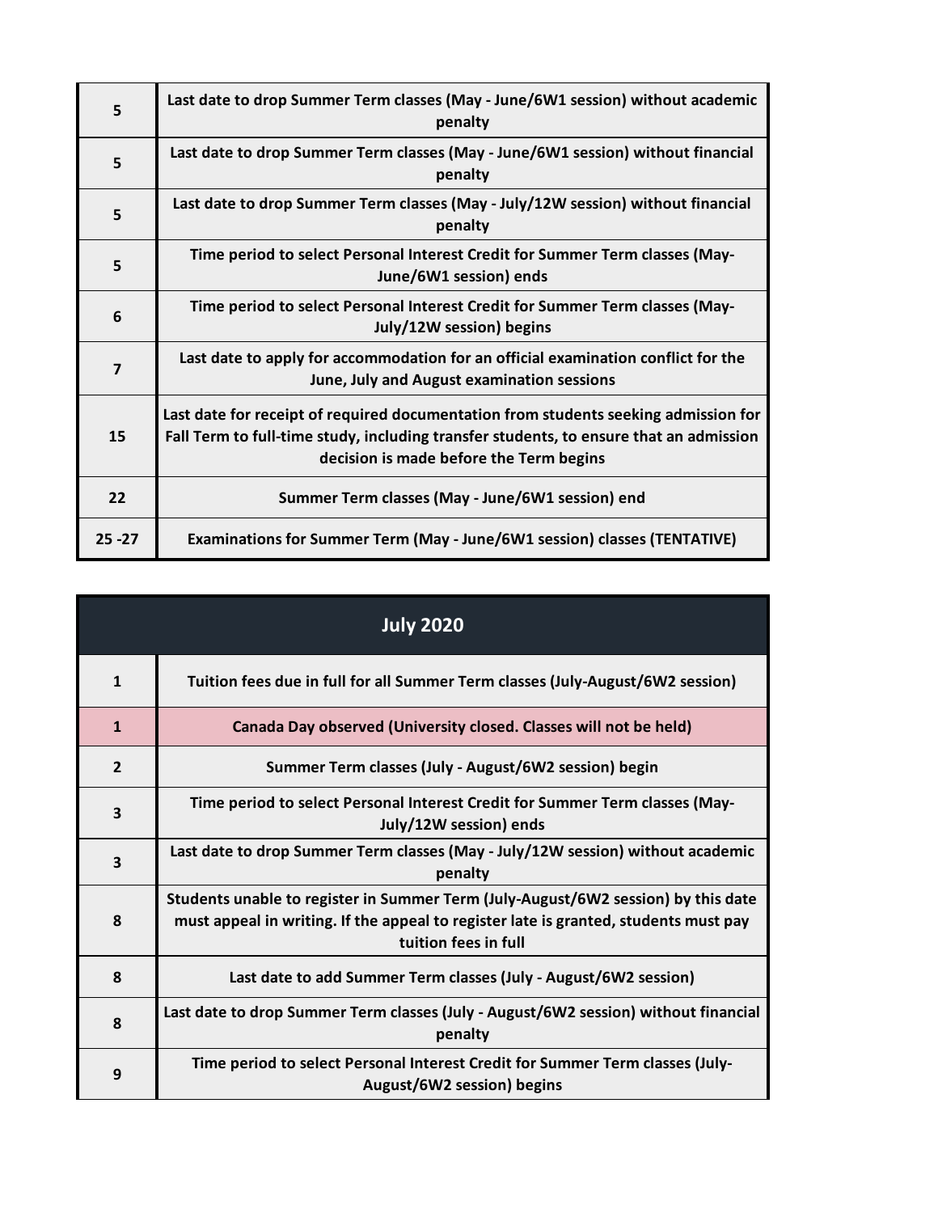| | |
|---|---|
| 5 | Last date to drop Summer Term classes (May - June/6W1 session) without academic penalty |
| 5 | Last date to drop Summer Term classes (May - June/6W1 session) without financial penalty |
| 5 | Last date to drop Summer Term classes (May - July/12W session) without financial penalty |
| 5 | Time period to select Personal Interest Credit for Summer Term classes (May-June/6W1 session) ends |
| 6 | Time period to select Personal Interest Credit for Summer Term classes (May-July/12W session) begins |
| 7 | Last date to apply for accommodation for an official examination conflict for the June, July and August examination sessions |
| 15 | Last date for receipt of required documentation from students seeking admission for Fall Term to full-time study, including transfer students, to ensure that an admission decision is made before the Term begins |
| 22 | Summer Term classes (May - June/6W1 session) end |
| 25 -27 | Examinations for Summer Term (May - June/6W1 session) classes (TENTATIVE) |

## July 2020

| | |
|---|---|
| 1 | Tuition fees due in full for all Summer Term classes (July-August/6W2 session) |
| 1 | Canada Day observed (University closed. Classes will not be held) |
| 2 | Summer Term classes (July - August/6W2 session) begin |
| 3 | Time period to select Personal Interest Credit for Summer Term classes (May-July/12W session) ends |
| 3 | Last date to drop Summer Term classes (May - July/12W session) without academic penalty |
| 8 | Students unable to register in Summer Term (July-August/6W2 session) by this date must appeal in writing. If the appeal to register late is granted, students must pay tuition fees in full |
| 8 | Last date to add Summer Term classes (July - August/6W2 session) |
| 8 | Last date to drop Summer Term classes (July - August/6W2 session) without financial penalty |
| 9 | Time period to select Personal Interest Credit for Summer Term classes (July-August/6W2 session) begins |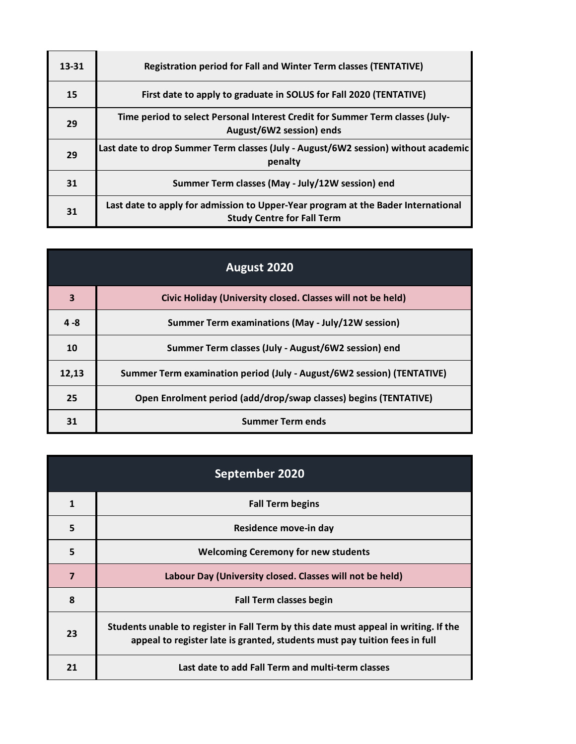| | |
|---|---|
| 13-31 | Registration period for Fall and Winter Term classes (TENTATIVE) |
| 15 | First date to apply to graduate in SOLUS for Fall 2020 (TENTATIVE) |
| 29 | Time period to select Personal Interest Credit for Summer Term classes (July-August/6W2 session) ends |
| 29 | Last date to drop Summer Term classes (July - August/6W2 session) without academic penalty |
| 31 | Summer Term classes (May - July/12W session) end |
| 31 | Last date to apply for admission to Upper-Year program at the Bader International Study Centre for Fall Term |

| August 2020 | |
|---|---|
| 3 | Civic Holiday (University closed. Classes will not be held) |
| 4 -8 | Summer Term examinations (May - July/12W session) |
| 10 | Summer Term classes (July - August/6W2 session) end |
| 12,13 | Summer Term examination period (July - August/6W2 session) (TENTATIVE) |
| 25 | Open Enrolment period (add/drop/swap classes) begins (TENTATIVE) |
| 31 | Summer Term ends |

| September 2020 | |
|---|---|
| 1 | Fall Term begins |
| 5 | Residence move-in day |
| 5 | Welcoming Ceremony for new students |
| 7 | Labour Day (University closed. Classes will not be held) |
| 8 | Fall Term classes begin |
| 23 | Students unable to register in Fall Term by this date must appeal in writing. If the appeal to register late is granted, students must pay tuition fees in full |
| 21 | Last date to add Fall Term and multi-term classes |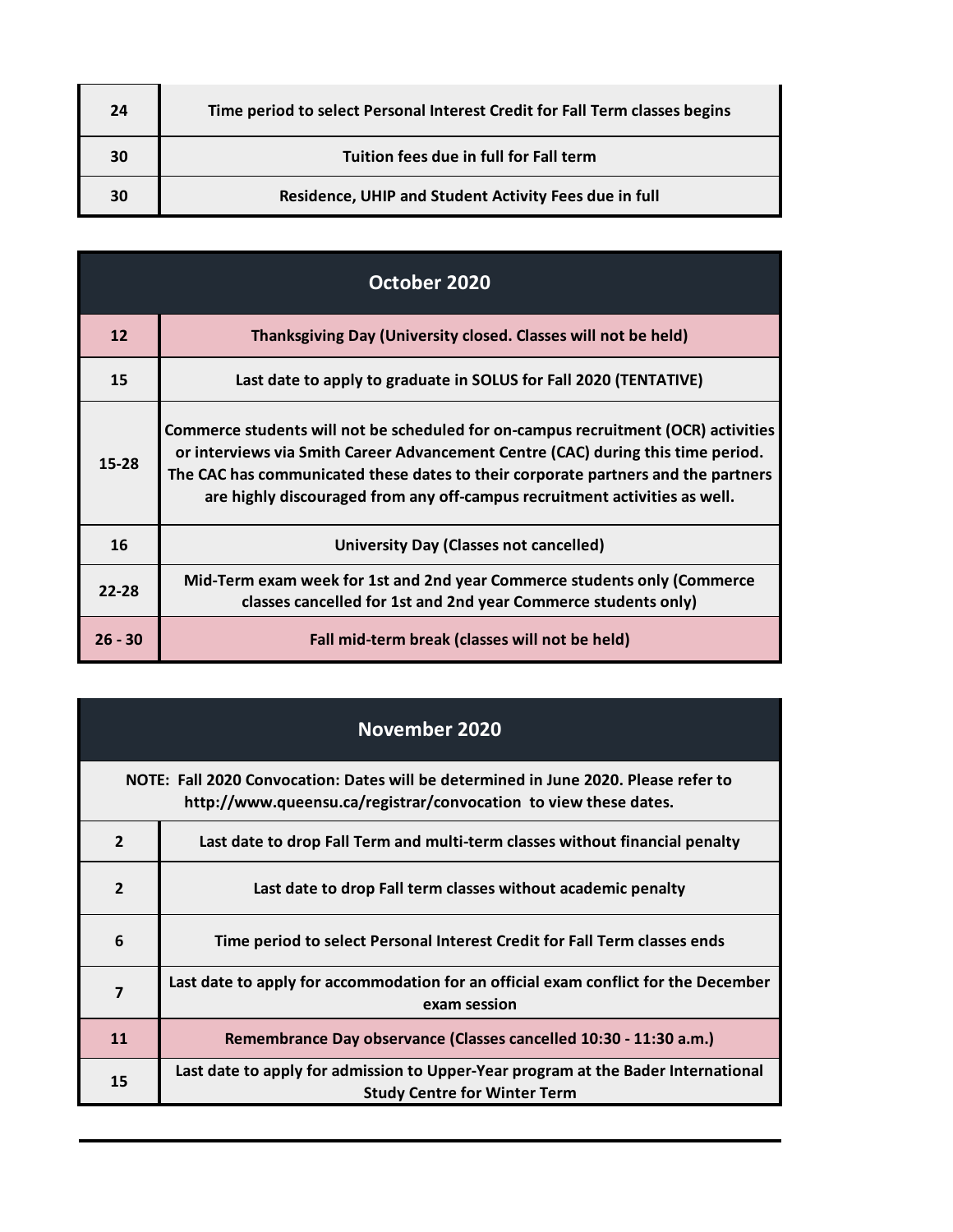| | |
|---|---|
| 24 | Time period to select Personal Interest Credit for Fall Term classes begins |
| 30 | Tuition fees due in full for Fall term |
| 30 | Residence, UHIP and Student Activity Fees due in full |

## October 2020

| | |
|---|---|
| 12 | Thanksgiving Day (University closed. Classes will not be held) |
| 15 | Last date to apply to graduate in SOLUS for Fall 2020 (TENTATIVE) |
| 15-28 | Commerce students will not be scheduled for on-campus recruitment (OCR) activities or interviews via Smith Career Advancement Centre (CAC) during this time period. The CAC has communicated these dates to their corporate partners and the partners are highly discouraged from any off-campus recruitment activities as well. |
| 16 | University Day (Classes not cancelled) |
| 22-28 | Mid-Term exam week for 1st and 2nd year Commerce students only (Commerce classes cancelled for 1st and 2nd year Commerce students only) |
| 26 - 30 | Fall mid-term break (classes will not be held) |

## November 2020

NOTE: Fall 2020 Convocation: Dates will be determined in June 2020. Please refer to http://www.queensu.ca/registrar/convocation to view these dates.

| | |
|---|---|
| 2 | Last date to drop Fall Term and multi-term classes without financial penalty |
| 2 | Last date to drop Fall term classes without academic penalty |
| 6 | Time period to select Personal Interest Credit for Fall Term classes ends |
| 7 | Last date to apply for accommodation for an official exam conflict for the December exam session |
| 11 | Remembrance Day observance (Classes cancelled 10:30 - 11:30 a.m.) |
| 15 | Last date to apply for admission to Upper-Year program at the Bader International Study Centre for Winter Term |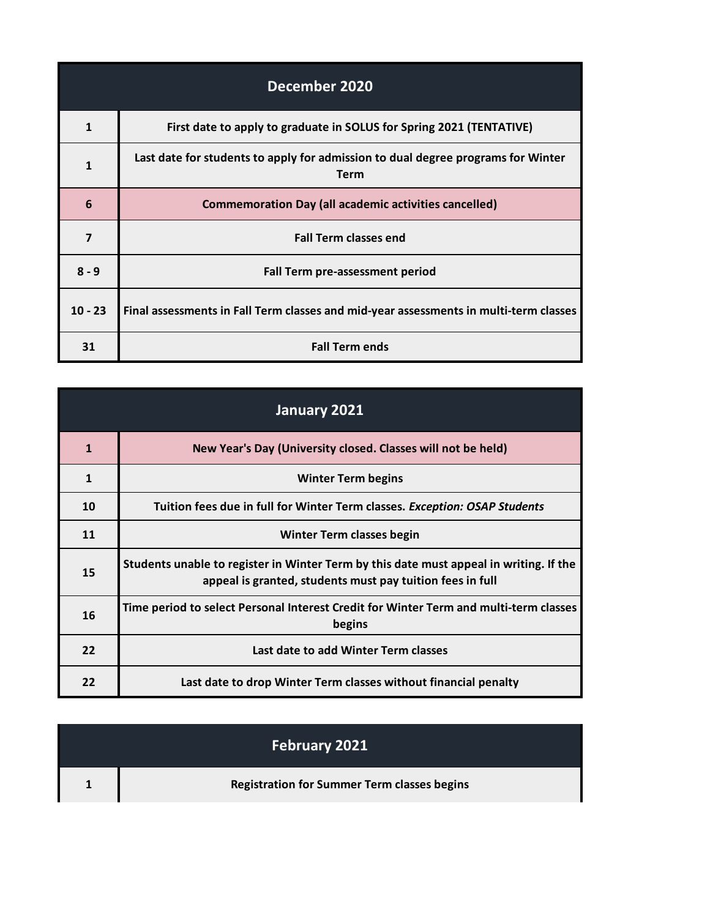| December 2020 | |
|---|---|
| 1 | First date to apply to graduate in SOLUS for Spring 2021 (TENTATIVE) |
| 1 | Last date for students to apply for admission to dual degree programs for Winter Term |
| 6 | Commemoration Day (all academic activities cancelled) |
| 7 | Fall Term classes end |
| 8 - 9 | Fall Term pre-assessment period |
| 10 - 23 | Final assessments in Fall Term classes and mid-year assessments in multi-term classes |
| 31 | Fall Term ends |

| January 2021 | |
|---|---|
| 1 | New Year's Day (University closed. Classes will not be held) |
| 1 | Winter Term begins |
| 10 | Tuition fees due in full for Winter Term classes. *Exception: OSAP Students* |
| 11 | Winter Term classes begin |
| 15 | Students unable to register in Winter Term by this date must appeal in writing. If the appeal is granted, students must pay tuition fees in full |
| 16 | Time period to select Personal Interest Credit for Winter Term and multi-term classes begins |
| 22 | Last date to add Winter Term classes |
| 22 | Last date to drop Winter Term classes without financial penalty |

| February 2021 | |
|---|---|
| 1 | Registration for Summer Term classes begins |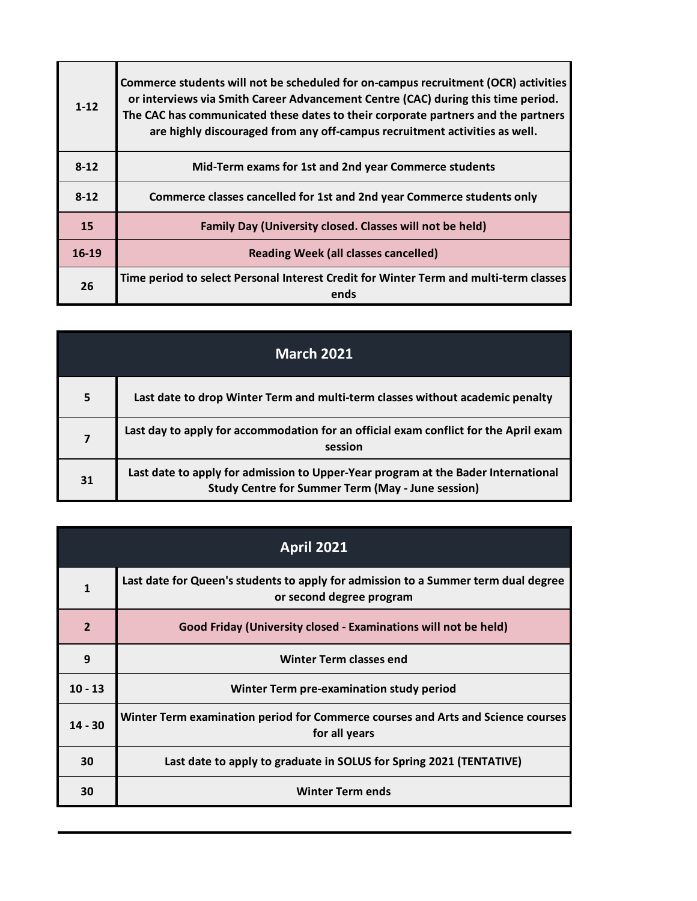| | |
|---|---|
| 1-12 | Commerce students will not be scheduled for on-campus recruitment (OCR) activities or interviews via Smith Career Advancement Centre (CAC) during this time period. The CAC has communicated these dates to their corporate partners and the partners are highly discouraged from any off-campus recruitment activities as well. |
| 8-12 | Mid-Term exams for 1st and 2nd year Commerce students |
| 8-12 | Commerce classes cancelled for 1st and 2nd year Commerce students only |
| 15 | Family Day (University closed. Classes will not be held) |
| 16-19 | Reading Week (all classes cancelled) |
| 26 | Time period to select Personal Interest Credit for Winter Term and multi-term classes ends |

| March 2021 | |
|---|---|
| 5 | Last date to drop Winter Term and multi-term classes without academic penalty |
| 7 | Last day to apply for accommodation for an official exam conflict for the April exam session |
| 31 | Last date to apply for admission to Upper-Year program at the Bader International Study Centre for Summer Term (May - June session) |

| April 2021 | |
|---|---|
| 1 | Last date for Queen's students to apply for admission to a Summer term dual degree or second degree program |
| 2 | Good Friday (University closed - Examinations will not be held) |
| 9 | Winter Term classes end |
| 10 - 13 | Winter Term pre-examination study period |
| 14 - 30 | Winter Term examination period for Commerce courses and Arts and Science courses for all years |
| 30 | Last date to apply to graduate in SOLUS for Spring 2021 (TENTATIVE) |
| 30 | Winter Term ends |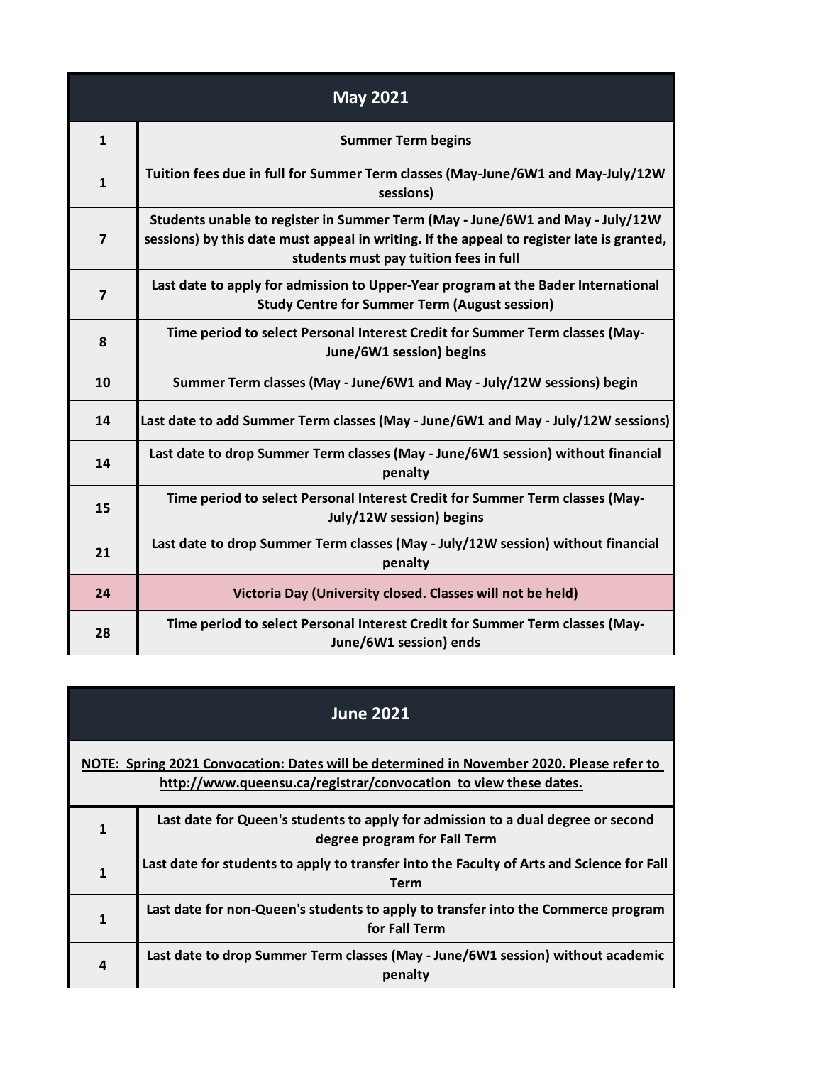| May 2021 | |
|---|---|
| 1 | Summer Term begins |
| 1 | Tuition fees due in full for Summer Term classes (May-June/6W1 and May-July/12W sessions) |
| 7 | Students unable to register in Summer Term (May - June/6W1 and May - July/12W sessions) by this date must appeal in writing. If the appeal to register late is granted, students must pay tuition fees in full |
| 7 | Last date to apply for admission to Upper-Year program at the Bader International Study Centre for Summer Term (August session) |
| 8 | Time period to select Personal Interest Credit for Summer Term classes (May-June/6W1 session) begins |
| 10 | Summer Term classes (May - June/6W1 and May - July/12W sessions) begin |
| 14 | Last date to add Summer Term classes (May - June/6W1 and May - July/12W sessions) |
| 14 | Last date to drop Summer Term classes (May - June/6W1 session) without financial penalty |
| 15 | Time period to select Personal Interest Credit for Summer Term classes (May-July/12W session) begins |
| 21 | Last date to drop Summer Term classes (May - July/12W session) without financial penalty |
| 24 | Victoria Day (University closed. Classes will not be held) |
| 28 | Time period to select Personal Interest Credit for Summer Term classes (May-June/6W1 session) ends |

| June 2021 | |
|---|---|
| NOTE: Spring 2021 Convocation: Dates will be determined in November 2020. Please refer to http://www.queensu.ca/registrar/convocation to view these dates. | |
| 1 | Last date for Queen's students to apply for admission to a dual degree or second degree program for Fall Term |
| 1 | Last date for students to apply to transfer into the Faculty of Arts and Science for Fall Term |
| 1 | Last date for non-Queen's students to apply to transfer into the Commerce program for Fall Term |
| 4 | Last date to drop Summer Term classes (May - June/6W1 session) without academic penalty |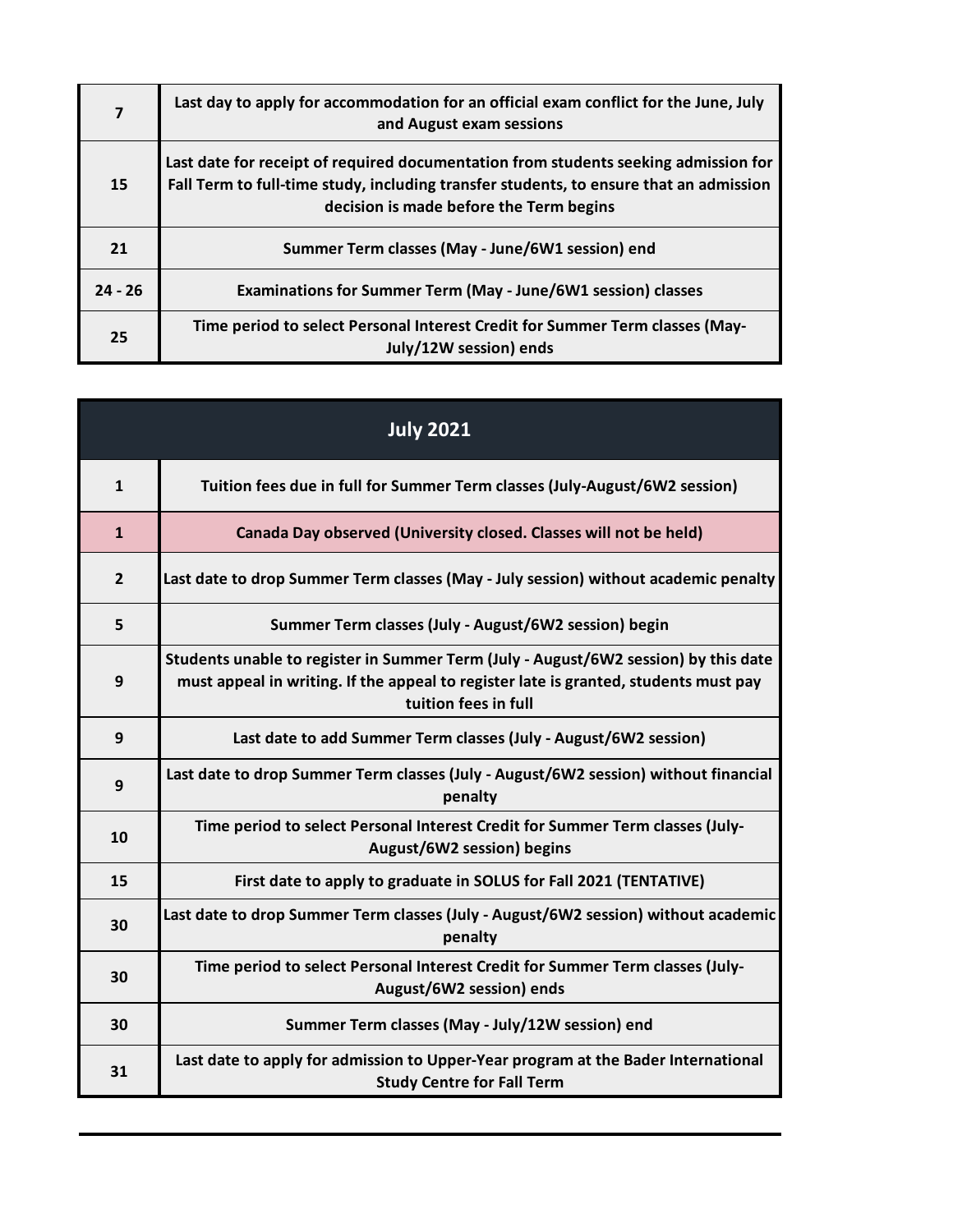| | |
|---|---|
| 7 | Last day to apply for accommodation for an official exam conflict for the June, July and August exam sessions |
| 15 | Last date for receipt of required documentation from students seeking admission for Fall Term to full-time study, including transfer students, to ensure that an admission decision is made before the Term begins |
| 21 | Summer Term classes (May - June/6W1 session) end |
| 24 - 26 | Examinations for Summer Term (May - June/6W1 session) classes |
| 25 | Time period to select Personal Interest Credit for Summer Term classes (May-July/12W session) ends |

| July 2021 | |
|---|---|
| 1 | Tuition fees due in full for Summer Term classes (July-August/6W2 session) |
| 1 | Canada Day observed (University closed. Classes will not be held) |
| 2 | Last date to drop Summer Term classes (May - July session) without academic penalty |
| 5 | Summer Term classes (July - August/6W2 session) begin |
| 9 | Students unable to register in Summer Term (July - August/6W2 session) by this date must appeal in writing. If the appeal to register late is granted, students must pay tuition fees in full |
| 9 | Last date to add Summer Term classes (July - August/6W2 session) |
| 9 | Last date to drop Summer Term classes (July - August/6W2 session) without financial penalty |
| 10 | Time period to select Personal Interest Credit for Summer Term classes (July-August/6W2 session) begins |
| 15 | First date to apply to graduate in SOLUS for Fall 2021 (TENTATIVE) |
| 30 | Last date to drop Summer Term classes (July - August/6W2 session) without academic penalty |
| 30 | Time period to select Personal Interest Credit for Summer Term classes (July-August/6W2 session) ends |
| 30 | Summer Term classes (May - July/12W session) end |
| 31 | Last date to apply for admission to Upper-Year program at the Bader International Study Centre for Fall Term |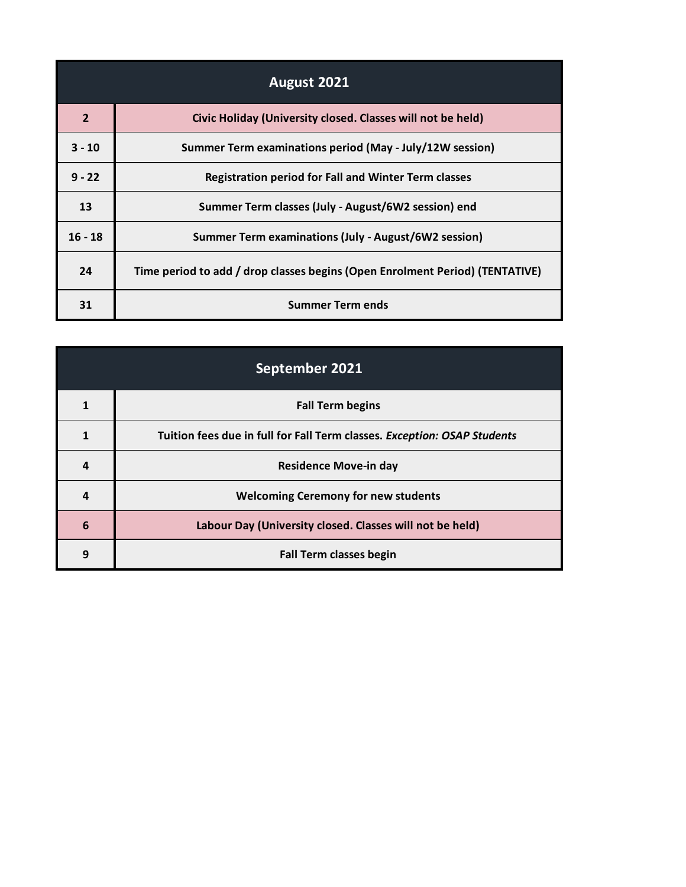| August 2021 | |
|---|---|
| **2** | **Civic Holiday (University closed. Classes will not be held)** |
| **3 - 10** | **Summer Term examinations period (May - July/12W session)** |
| **9 - 22** | **Registration period for Fall and Winter Term classes** |
| **13** | **Summer Term classes (July - August/6W2 session) end** |
| **16 - 18** | **Summer Term examinations (July - August/6W2 session)** |
| **24** | **Time period to add / drop classes begins (Open Enrolment Period) (TENTATIVE)** |
| **31** | **Summer Term ends** |

| September 2021 | |
|---|---|
| **1** | **Fall Term begins** |
| **1** | **Tuition fees due in full for Fall Term classes.** ***Exception: OSAP Students*** |
| **4** | **Residence Move-in day** |
| **4** | **Welcoming Ceremony for new students** |
| **6** | **Labour Day (University closed. Classes will not be held)** |
| **9** | **Fall Term classes begin** |